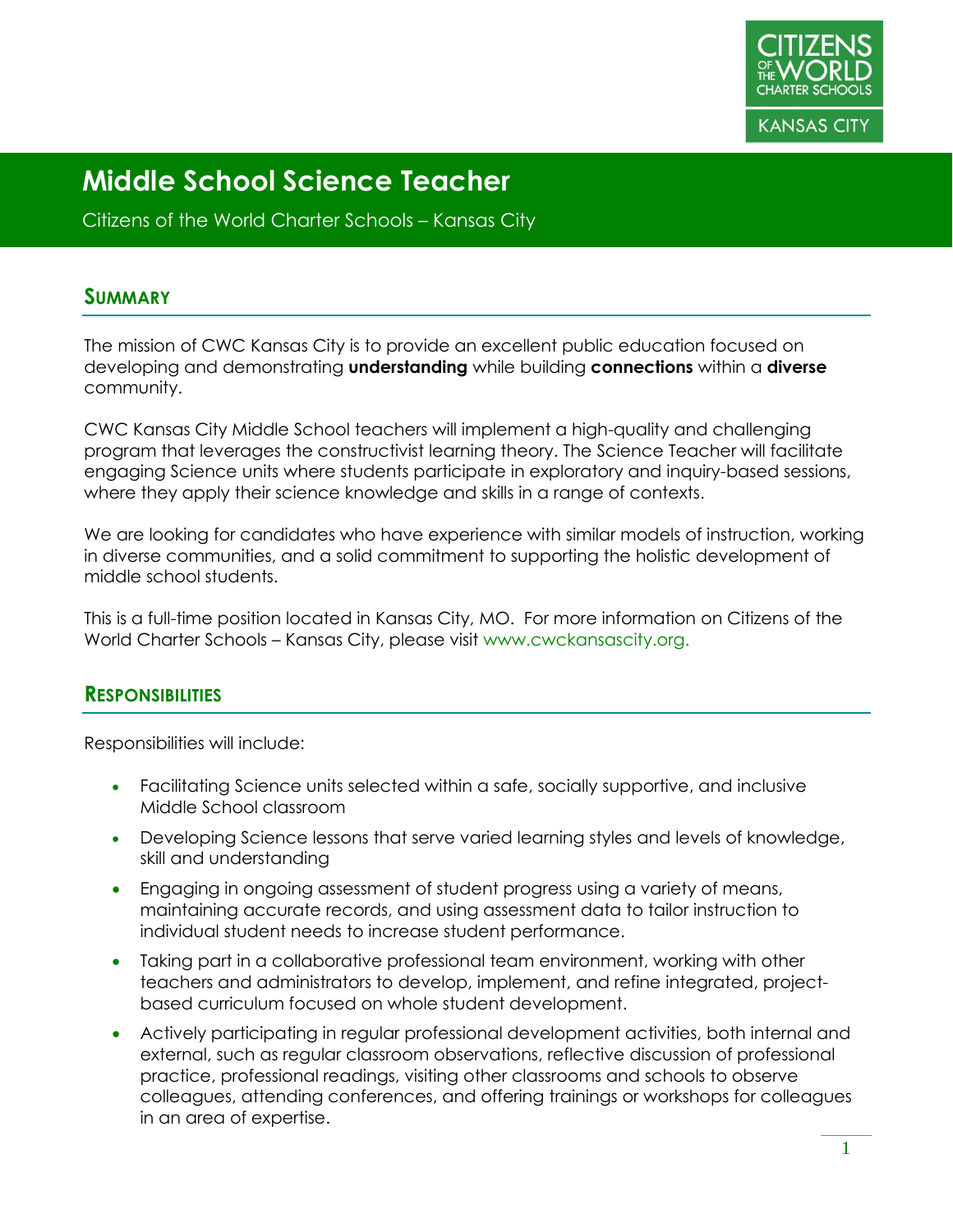# Middle School Science Teacher

Citizens of the World Charter Schools – Kansas City

## SUMMARY

The mission of CWC Kansas City is to provide an excellent public education focused on developing and demonstrating **understanding** while building **connections** within a **diverse** community.

CWC Kansas City Middle School teachers will implement a high-quality and challenging program that leverages the constructivist learning theory. The Science Teacher will facilitate engaging Science units where students participate in exploratory and inquiry-based sessions, where they apply their science knowledge and skills in a range of contexts.

We are looking for candidates who have experience with similar models of instruction, working in diverse communities, and a solid commitment to supporting the holistic development of middle school students.

This is a full-time position located in Kansas City, MO. For more information on Citizens of the World Charter Schools – Kansas City, please visit www.cwckansascity.org.

## RESPONSIBILITIES

Responsibilities will include:

- Facilitating Science units selected within a safe, socially supportive, and inclusive Middle School classroom
- Developing Science lessons that serve varied learning styles and levels of knowledge, skill and understanding
- Engaging in ongoing assessment of student progress using a variety of means, maintaining accurate records, and using assessment data to tailor instruction to individual student needs to increase student performance.
- Taking part in a collaborative professional team environment, working with other teachers and administrators to develop, implement, and refine integrated, project-based curriculum focused on whole student development.
- Actively participating in regular professional development activities, both internal and external, such as regular classroom observations, reflective discussion of professional practice, professional readings, visiting other classrooms and schools to observe colleagues, attending conferences, and offering trainings or workshops for colleagues in an area of expertise.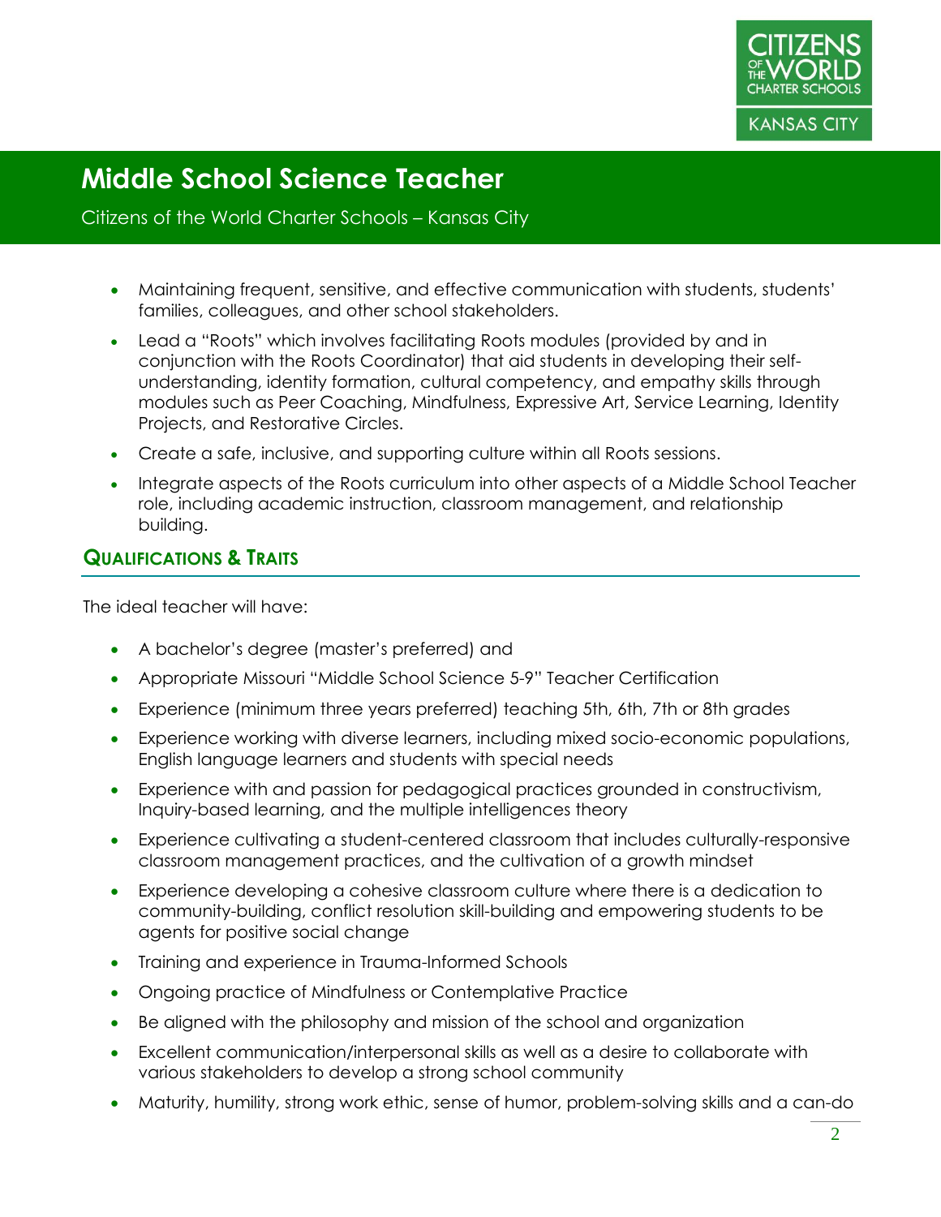# Middle School Science Teacher

Citizens of the World Charter Schools – Kansas City

- Maintaining frequent, sensitive, and effective communication with students, students' families, colleagues, and other school stakeholders.
- Lead a "Roots" which involves facilitating Roots modules (provided by and in conjunction with the Roots Coordinator) that aid students in developing their self-understanding, identity formation, cultural competency, and empathy skills through modules such as Peer Coaching, Mindfulness, Expressive Art, Service Learning, Identity Projects, and Restorative Circles.
- Create a safe, inclusive, and supporting culture within all Roots sessions.
- Integrate aspects of the Roots curriculum into other aspects of a Middle School Teacher role, including academic instruction, classroom management, and relationship building.

## Qualifications & Traits

The ideal teacher will have:

- A bachelor's degree (master's preferred) and
- Appropriate Missouri "Middle School Science 5-9" Teacher Certification
- Experience (minimum three years preferred) teaching 5th, 6th, 7th or 8th grades
- Experience working with diverse learners, including mixed socio-economic populations, English language learners and students with special needs
- Experience with and passion for pedagogical practices grounded in constructivism, Inquiry-based learning, and the multiple intelligences theory
- Experience cultivating a student-centered classroom that includes culturally-responsive classroom management practices, and the cultivation of a growth mindset
- Experience developing a cohesive classroom culture where there is a dedication to community-building, conflict resolution skill-building and empowering students to be agents for positive social change
- Training and experience in Trauma-Informed Schools
- Ongoing practice of Mindfulness or Contemplative Practice
- Be aligned with the philosophy and mission of the school and organization
- Excellent communication/interpersonal skills as well as a desire to collaborate with various stakeholders to develop a strong school community
- Maturity, humility, strong work ethic, sense of humor, problem-solving skills and a can-do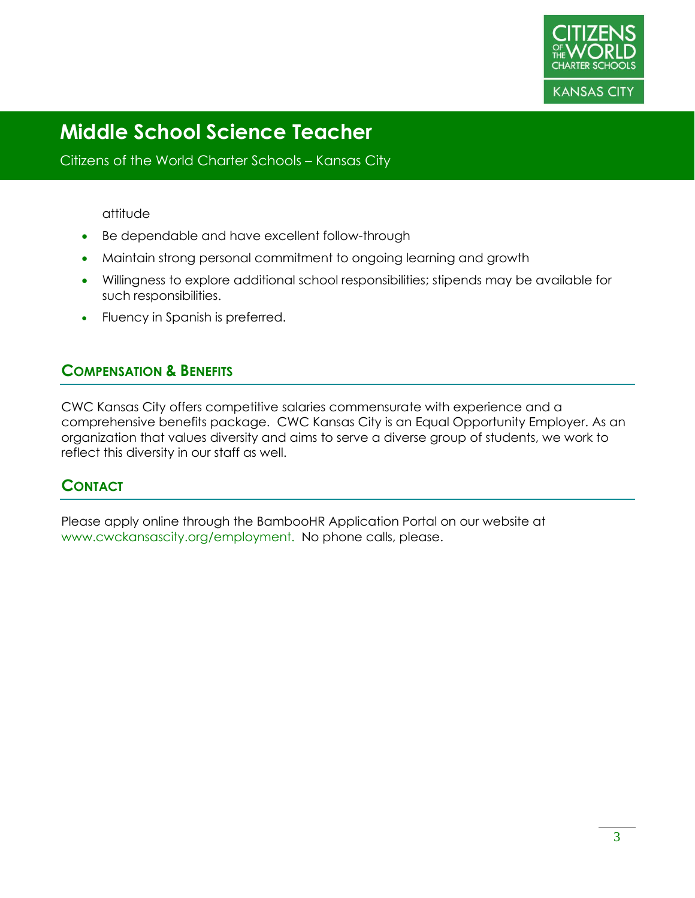attitude

- Be dependable and have excellent follow-through
- Maintain strong personal commitment to ongoing learning and growth
- Willingness to explore additional school responsibilities; stipends may be available for such responsibilities.
- Fluency in Spanish is preferred.

## Compensation & Benefits

CWC Kansas City offers competitive salaries commensurate with experience and a comprehensive benefits package. CWC Kansas City is an Equal Opportunity Employer. As an organization that values diversity and aims to serve a diverse group of students, we work to reflect this diversity in our staff as well.

## Contact

Please apply online through the BambooHR Application Portal on our website at www.cwckansascity.org/employment. No phone calls, please.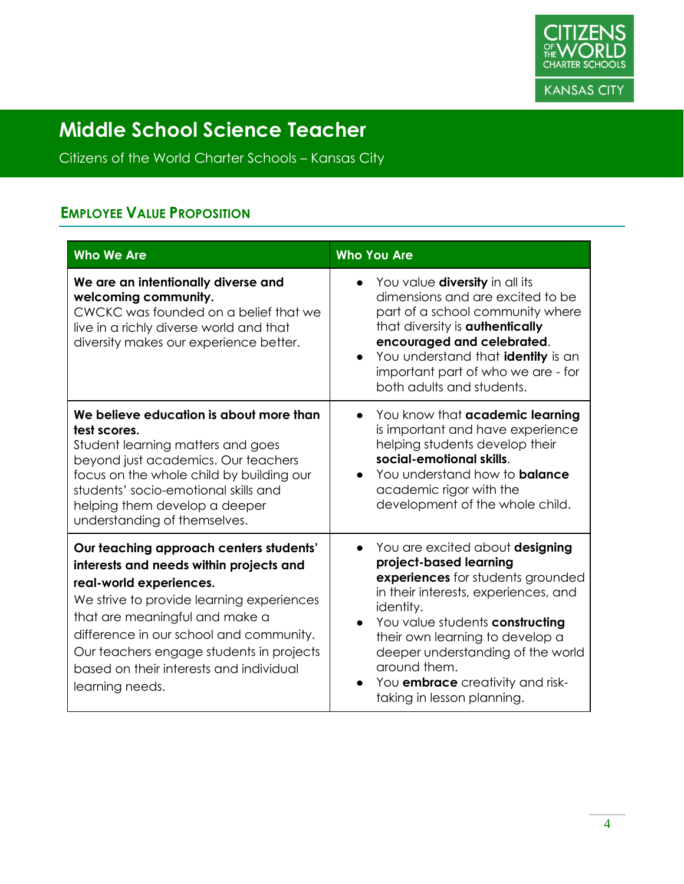# Middle School Science Teacher

Citizens of the World Charter Schools – Kansas City

## Employee Value Proposition

| Who We Are | Who You Are |
|---|---|
| **We are an intentionally diverse and welcoming community.** CWCKC was founded on a belief that we live in a richly diverse world and that diversity makes our experience better. | • You value **diversity** in all its dimensions and are excited to be part of a school community where that diversity is **authentically encouraged and celebrated**. <br> • You understand that **identity** is an important part of who we are - for both adults and students. |
| **We believe education is about more than test scores.** Student learning matters and goes beyond just academics. Our teachers focus on the whole child by building our students' socio-emotional skills and helping them develop a deeper understanding of themselves. | • You know that **academic learning** is important and have experience helping students develop their **social-emotional skills**. <br> • You understand how to **balance** academic rigor with the development of the whole child. |
| **Our teaching approach centers students' interests and needs within projects and real-world experiences.** We strive to provide learning experiences that are meaningful and make a difference in our school and community. Our teachers engage students in projects based on their interests and individual learning needs. | • You are excited about **designing project-based learning experiences** for students grounded in their interests, experiences, and identity. <br> • You value students **constructing** their own learning to develop a deeper understanding of the world around them. <br> • You **embrace** creativity and risk-taking in lesson planning. |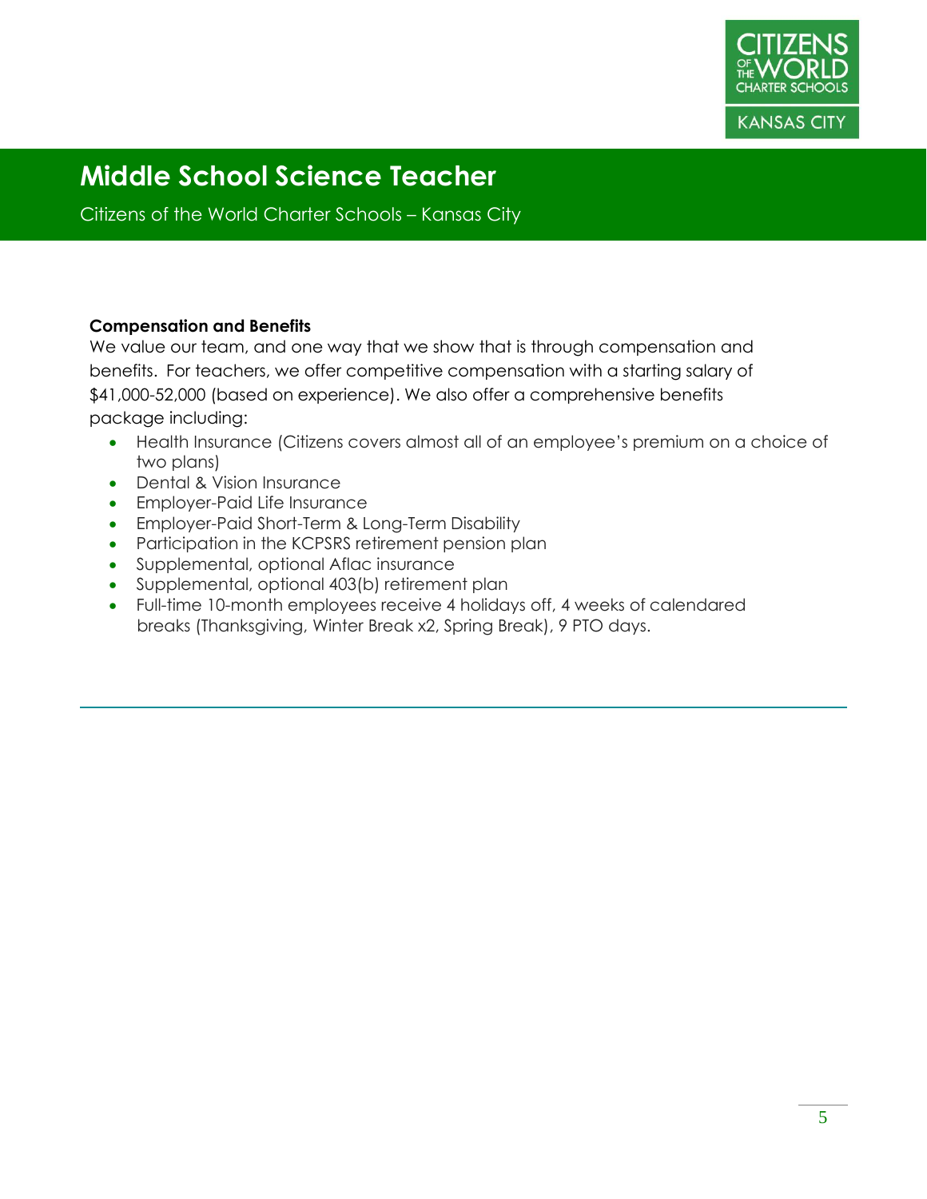# Middle School Science Teacher

Citizens of the World Charter Schools – Kansas City

**Compensation and Benefits**

We value our team, and one way that we show that is through compensation and benefits. For teachers, we offer competitive compensation with a starting salary of $41,000-52,000 (based on experience). We also offer a comprehensive benefits package including:

- Health Insurance (Citizens covers almost all of an employee's premium on a choice of two plans)
- Dental & Vision Insurance
- Employer-Paid Life Insurance
- Employer-Paid Short-Term & Long-Term Disability
- Participation in the KCPSRS retirement pension plan
- Supplemental, optional Aflac insurance
- Supplemental, optional 403(b) retirement plan
- Full-time 10-month employees receive 4 holidays off, 4 weeks of calendared breaks (Thanksgiving, Winter Break x2, Spring Break), 9 PTO days.